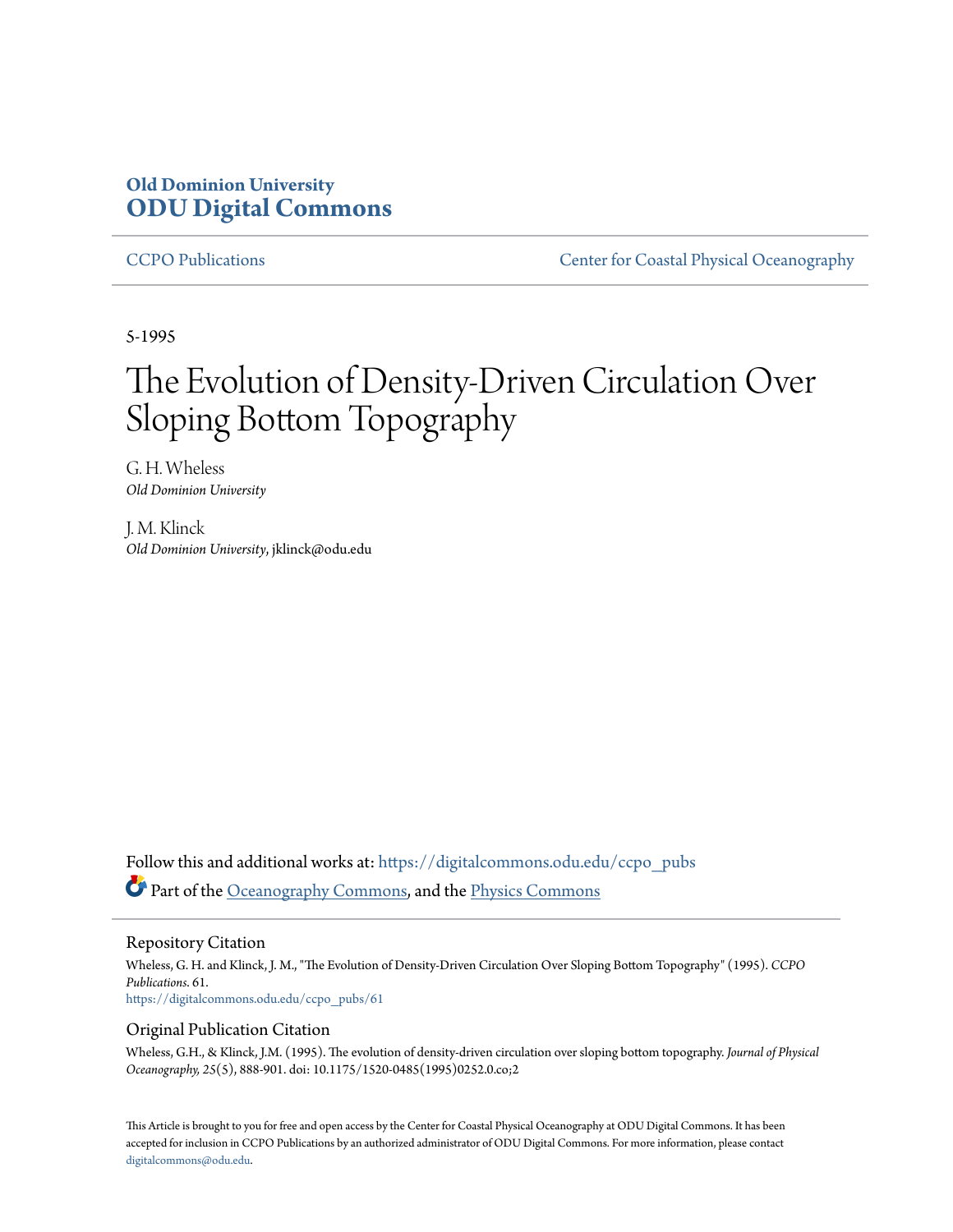Old Dominion University
**ODU Digital Commons**

CCPO Publications

Center for Coastal Physical Oceanography

5-1995

# The Evolution of Density-Driven Circulation Over Sloping Bottom Topography

G. H. Wheless
*Old Dominion University*

J. M. Klinck
*Old Dominion University*, jklinck@odu.edu

Follow this and additional works at: https://digitalcommons.odu.edu/ccpo_pubs

Part of the Oceanography Commons, and the Physics Commons

## Repository Citation

Wheless, G. H. and Klinck, J. M., "The Evolution of Density-Driven Circulation Over Sloping Bottom Topography" (1995). *CCPO Publications*. 61.
https://digitalcommons.odu.edu/ccpo_pubs/61

## Original Publication Citation

Wheless, G.H., & Klinck, J.M. (1995). The evolution of density-driven circulation over sloping bottom topography. *Journal of Physical Oceanography, 25*(5), 888-901. doi: 10.1175/1520-0485(1995)0252.0.co;2

This Article is brought to you for free and open access by the Center for Coastal Physical Oceanography at ODU Digital Commons. It has been accepted for inclusion in CCPO Publications by an authorized administrator of ODU Digital Commons. For more information, please contact digitalcommons@odu.edu.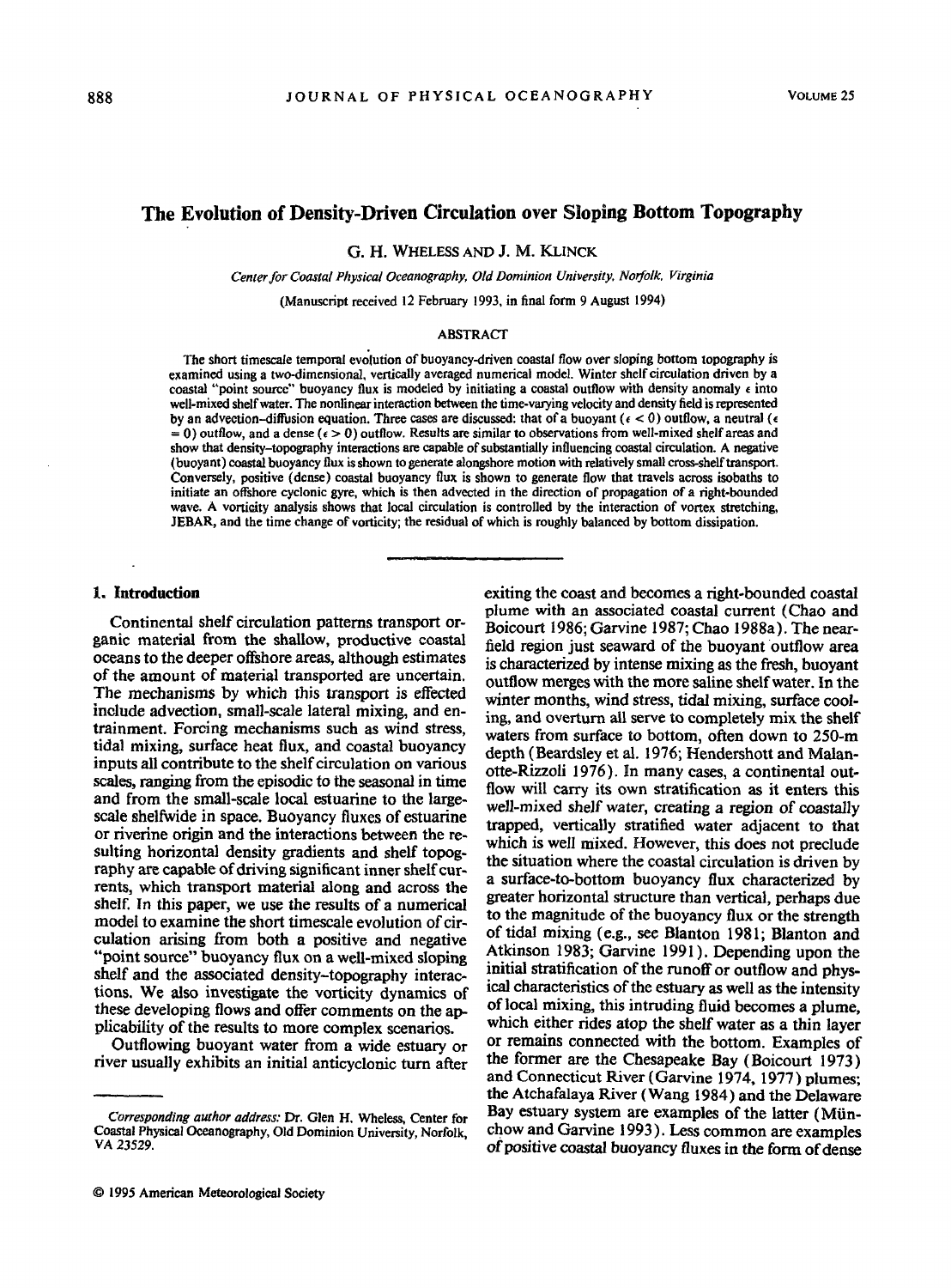# The Evolution of Density-Driven Circulation over Sloping Bottom Topography

G. H. Wheless and J. M. Klinck

*Center for Coastal Physical Oceanography, Old Dominion University, Norfolk, Virginia*

(Manuscript received 12 February 1993, in final form 9 August 1994)

## Abstract

The short timescale temporal evolution of buoyancy-driven coastal flow over sloping bottom topography is examined using a two-dimensional, vertically averaged numerical model. Winter shelf circulation driven by a coastal "point source" buoyancy flux is modeled by initiating a coastal outflow with density anomaly $\epsilon$ into well-mixed shelf water. The nonlinear interaction between the time-varying velocity and density field is represented by an advection–diffusion equation. Three cases are discussed: that of a buoyant ($\epsilon < 0$) outflow, a neutral ($\epsilon = 0$) outflow, and a dense ($\epsilon > 0$) outflow. Results are similar to observations from well-mixed shelf areas and show that density–topography interactions are capable of substantially influencing coastal circulation. A negative (buoyant) coastal buoyancy flux is shown to generate alongshore motion with relatively small cross-shelf transport. Conversely, positive (dense) coastal buoyancy flux is shown to generate flow that travels across isobaths to initiate an offshore cyclonic gyre, which is then advected in the direction of propagation of a right-bounded wave. A vorticity analysis shows that local circulation is controlled by the interaction of vortex stretching, JEBAR, and the time change of vorticity; the residual of which is roughly balanced by bottom dissipation.

## 1. Introduction

Continental shelf circulation patterns transport organic material from the shallow, productive coastal oceans to the deeper offshore areas, although estimates of the amount of material transported are uncertain. The mechanisms by which this transport is effected include advection, small-scale lateral mixing, and entrainment. Forcing mechanisms such as wind stress, tidal mixing, surface heat flux, and coastal buoyancy inputs all contribute to the shelf circulation on various scales, ranging from the episodic to the seasonal in time and from the small-scale local estuarine to the large-scale shelfwide in space. Buoyancy fluxes of estuarine or riverine origin and the interactions between the resulting horizontal density gradients and shelf topography are capable of driving significant inner shelf currents, which transport material along and across the shelf. In this paper, we use the results of a numerical model to examine the short timescale evolution of circulation arising from both a positive and negative "point source" buoyancy flux on a well-mixed sloping shelf and the associated density–topography interactions. We also investigate the vorticity dynamics of these developing flows and offer comments on the applicability of the results to more complex scenarios.

Outflowing buoyant water from a wide estuary or river usually exhibits an initial anticyclonic turn after exiting the coast and becomes a right-bounded coastal plume with an associated coastal current (Chao and Boicourt 1986; Garvine 1987; Chao 1988a). The near-field region just seaward of the buoyant outflow area is characterized by intense mixing as the fresh, buoyant outflow merges with the more saline shelf water. In the winter months, wind stress, tidal mixing, surface cooling, and overturn all serve to completely mix the shelf waters from surface to bottom, often down to 250-m depth (Beardsley et al. 1976; Hendershott and Malanotte-Rizzoli 1976). In many cases, a continental outflow will carry its own stratification as it enters this well-mixed shelf water, creating a region of coastally trapped, vertically stratified water adjacent to that which is well mixed. However, this does not preclude the situation where the coastal circulation is driven by a surface-to-bottom buoyancy flux characterized by greater horizontal structure than vertical, perhaps due to the magnitude of the buoyancy flux or the strength of tidal mixing (e.g., see Blanton 1981; Blanton and Atkinson 1983; Garvine 1991). Depending upon the initial stratification of the runoff or outflow and physical characteristics of the estuary as well as the intensity of local mixing, this intruding fluid becomes a plume, which either rides atop the shelf water as a thin layer or remains connected with the bottom. Examples of the former are the Chesapeake Bay (Boicourt 1973) and Connecticut River (Garvine 1974, 1977) plumes; the Atchafalaya River (Wang 1984) and the Delaware Bay estuary system are examples of the latter (Münchow and Garvine 1993). Less common are examples of positive coastal buoyancy fluxes in the form of dense

*Corresponding author address:* Dr. Glen H. Wheless, Center for Coastal Physical Oceanography, Old Dominion University, Norfolk, VA 23529.

© 1995 American Meteorological Society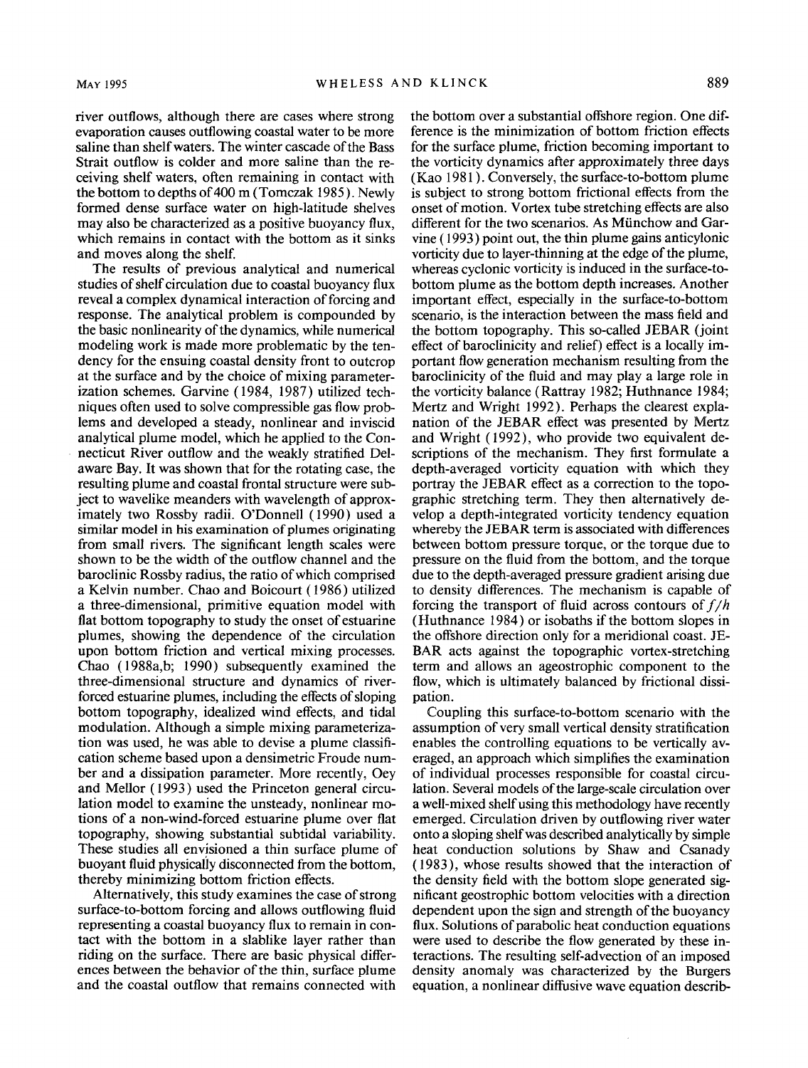river outflows, although there are cases where strong evaporation causes outflowing coastal water to be more saline than shelf waters. The winter cascade of the Bass Strait outflow is colder and more saline than the receiving shelf waters, often remaining in contact with the bottom to depths of 400 m (Tomczak 1985). Newly formed dense surface water on high-latitude shelves may also be characterized as a positive buoyancy flux, which remains in contact with the bottom as it sinks and moves along the shelf.

The results of previous analytical and numerical studies of shelf circulation due to coastal buoyancy flux reveal a complex dynamical interaction of forcing and response. The analytical problem is compounded by the basic nonlinearity of the dynamics, while numerical modeling work is made more problematic by the tendency for the ensuing coastal density front to outcrop at the surface and by the choice of mixing parameterization schemes. Garvine (1984, 1987) utilized techniques often used to solve compressible gas flow problems and developed a steady, nonlinear and inviscid analytical plume model, which he applied to the Connecticut River outflow and the weakly stratified Delaware Bay. It was shown that for the rotating case, the resulting plume and coastal frontal structure were subject to wavelike meanders with wavelength of approximately two Rossby radii. O'Donnell (1990) used a similar model in his examination of plumes originating from small rivers. The significant length scales were shown to be the width of the outflow channel and the baroclinic Rossby radius, the ratio of which comprised a Kelvin number. Chao and Boicourt (1986) utilized a three-dimensional, primitive equation model with flat bottom topography to study the onset of estuarine plumes, showing the dependence of the circulation upon bottom friction and vertical mixing processes. Chao (1988a,b; 1990) subsequently examined the three-dimensional structure and dynamics of river-forced estuarine plumes, including the effects of sloping bottom topography, idealized wind effects, and tidal modulation. Although a simple mixing parameterization was used, he was able to devise a plume classification scheme based upon a densimetric Froude number and a dissipation parameter. More recently, Oey and Mellor (1993) used the Princeton general circulation model to examine the unsteady, nonlinear motions of a non-wind-forced estuarine plume over flat topography, showing substantial subtidal variability. These studies all envisioned a thin surface plume of buoyant fluid physically disconnected from the bottom, thereby minimizing bottom friction effects.

Alternatively, this study examines the case of strong surface-to-bottom forcing and allows outflowing fluid representing a coastal buoyancy flux to remain in contact with the bottom in a slablike layer rather than riding on the surface. There are basic physical differences between the behavior of the thin, surface plume and the coastal outflow that remains connected with the bottom over a substantial offshore region. One difference is the minimization of bottom friction effects for the surface plume, friction becoming important to the vorticity dynamics after approximately three days (Kao 1981). Conversely, the surface-to-bottom plume is subject to strong bottom frictional effects from the onset of motion. Vortex tube stretching effects are also different for the two scenarios. As Münchow and Garvine (1993) point out, the thin plume gains anticylonic vorticity due to layer-thinning at the edge of the plume, whereas cyclonic vorticity is induced in the surface-to-bottom plume as the bottom depth increases. Another important effect, especially in the surface-to-bottom scenario, is the interaction between the mass field and the bottom topography. This so-called JEBAR (joint effect of baroclinicity and relief) effect is a locally important flow generation mechanism resulting from the baroclinicity of the fluid and may play a large role in the vorticity balance (Rattray 1982; Huthnance 1984; Mertz and Wright 1992). Perhaps the clearest explanation of the JEBAR effect was presented by Mertz and Wright (1992), who provide two equivalent descriptions of the mechanism. They first formulate a depth-averaged vorticity equation with which they portray the JEBAR effect as a correction to the topographic stretching term. They then alternatively develop a depth-integrated vorticity tendency equation whereby the JEBAR term is associated with differences between bottom pressure torque, or the torque due to pressure on the fluid from the bottom, and the torque due to the depth-averaged pressure gradient arising due to density differences. The mechanism is capable of forcing the transport of fluid across contours of $f/h$ (Huthnance 1984) or isobaths if the bottom slopes in the offshore direction only for a meridional coast. JEBAR acts against the topographic vortex-stretching term and allows an ageostrophic component to the flow, which is ultimately balanced by frictional dissipation.

Coupling this surface-to-bottom scenario with the assumption of very small vertical density stratification enables the controlling equations to be vertically averaged, an approach which simplifies the examination of individual processes responsible for coastal circulation. Several models of the large-scale circulation over a well-mixed shelf using this methodology have recently emerged. Circulation driven by outflowing river water onto a sloping shelf was described analytically by simple heat conduction solutions by Shaw and Csanady (1983), whose results showed that the interaction of the density field with the bottom slope generated significant geostrophic bottom velocities with a direction dependent upon the sign and strength of the buoyancy flux. Solutions of parabolic heat conduction equations were used to describe the flow generated by these interactions. The resulting self-advection of an imposed density anomaly was characterized by the Burgers equation, a nonlinear diffusive wave equation describ-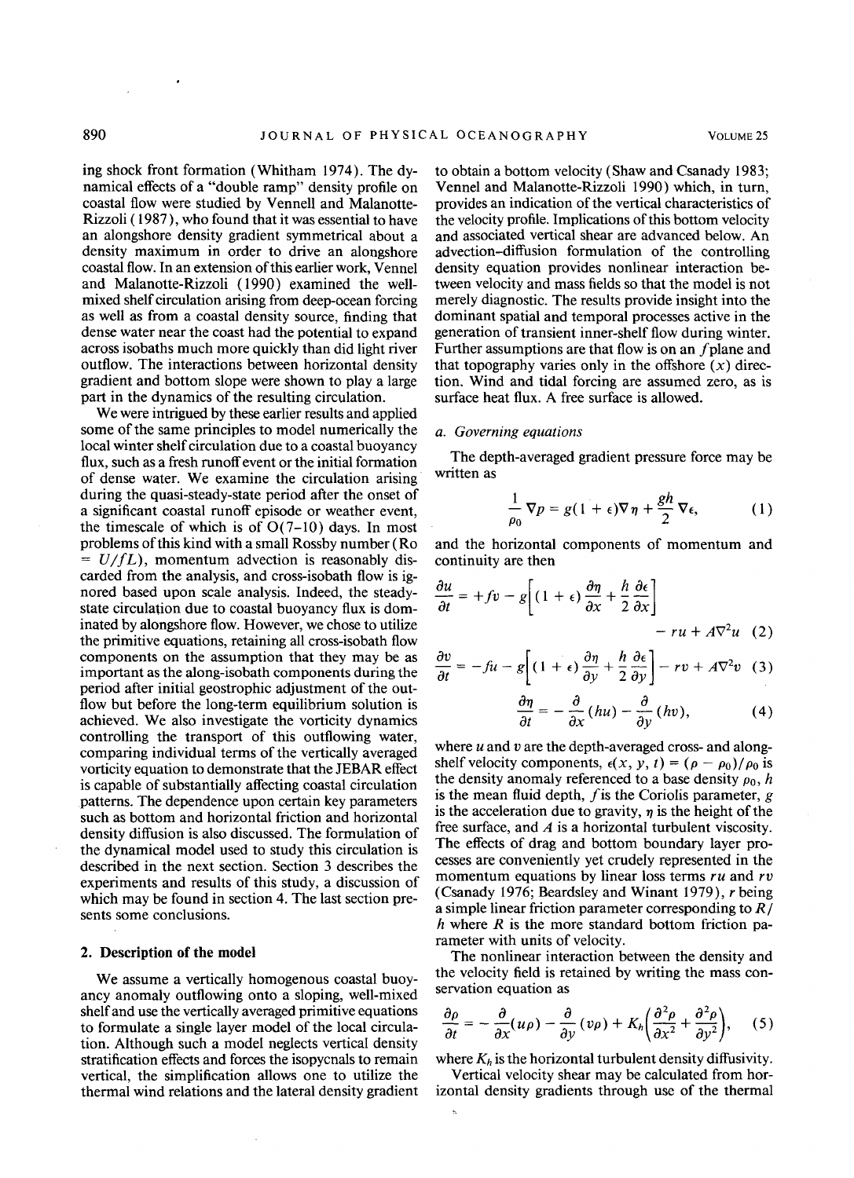ing shock front formation (Whitham 1974). The dynamical effects of a "double ramp" density profile on coastal flow were studied by Vennell and Malanotte-Rizzoli (1987), who found that it was essential to have an alongshore density gradient symmetrical about a density maximum in order to drive an alongshore coastal flow. In an extension of this earlier work, Vennel and Malanotte-Rizzoli (1990) examined the well-mixed shelf circulation arising from deep-ocean forcing as well as from a coastal density source, finding that dense water near the coast had the potential to expand across isobaths much more quickly than did light river outflow. The interactions between horizontal density gradient and bottom slope were shown to play a large part in the dynamics of the resulting circulation.

We were intrigued by these earlier results and applied some of the same principles to model numerically the local winter shelf circulation due to a coastal buoyancy flux, such as a fresh runoff event or the initial formation of dense water. We examine the circulation arising during the quasi-steady-state period after the onset of a significant coastal runoff episode or weather event, the timescale of which is of O(7–10) days. In most problems of this kind with a small Rossby number (Ro $= U/fL$), momentum advection is reasonably discarded from the analysis, and cross-isobath flow is ignored based upon scale analysis. Indeed, the steady-state circulation due to coastal buoyancy flux is dominated by alongshore flow. However, we chose to utilize the primitive equations, retaining all cross-isobath flow components on the assumption that they may be as important as the along-isobath components during the period after initial geostrophic adjustment of the outflow but before the long-term equilibrium solution is achieved. We also investigate the vorticity dynamics controlling the transport of this outflowing water, comparing individual terms of the vertically averaged vorticity equation to demonstrate that the JEBAR effect is capable of substantially affecting coastal circulation patterns. The dependence upon certain key parameters such as bottom and horizontal friction and horizontal density diffusion is also discussed. The formulation of the dynamical model used to study this circulation is described in the next section. Section 3 describes the experiments and results of this study, a discussion of which may be found in section 4. The last section presents some conclusions.

## 2. Description of the model

We assume a vertically homogenous coastal buoyancy anomaly outflowing onto a sloping, well-mixed shelf and use the vertically averaged primitive equations to formulate a single layer model of the local circulation. Although such a model neglects vertical density stratification effects and forces the isopycnals to remain vertical, the simplification allows one to utilize the thermal wind relations and the lateral density gradient to obtain a bottom velocity (Shaw and Csanady 1983; Vennel and Malanotte-Rizzoli 1990) which, in turn, provides an indication of the vertical characteristics of the velocity profile. Implications of this bottom velocity and associated vertical shear are advanced below. An advection–diffusion formulation of the controlling density equation provides nonlinear interaction between velocity and mass fields so that the model is not merely diagnostic. The results provide insight into the dominant spatial and temporal processes active in the generation of transient inner-shelf flow during winter. Further assumptions are that flow is on an $f$ plane and that topography varies only in the offshore ($x$) direction. Wind and tidal forcing are assumed zero, as is surface heat flux. A free surface is allowed.

### *a. Governing equations*

The depth-averaged gradient pressure force may be written as

$$\frac{1}{\rho_0}\nabla p = g(1+\epsilon)\nabla\eta + \frac{gh}{2}\nabla\epsilon, \tag{1}$$

and the horizontal components of momentum and continuity are then

$$\frac{\partial u}{\partial t} = +fv - g\left[(1+\epsilon)\frac{\partial \eta}{\partial x} + \frac{h}{2}\frac{\partial \epsilon}{\partial x}\right] - ru + A\nabla^2 u \tag{2}$$

$$\frac{\partial v}{\partial t} = -fu - g\left[(1+\epsilon)\frac{\partial \eta}{\partial y} + \frac{h}{2}\frac{\partial \epsilon}{\partial y}\right] - rv + A\nabla^2 v \tag{3}$$

$$\frac{\partial \eta}{\partial t} = -\frac{\partial}{\partial x}(hu) - \frac{\partial}{\partial y}(hv), \tag{4}$$

where $u$ and $v$ are the depth-averaged cross- and along-shelf velocity components, $\epsilon(x, y, t) = (\rho - \rho_0)/\rho_0$ is the density anomaly referenced to a base density $\rho_0$, $h$ is the mean fluid depth, $f$ is the Coriolis parameter, $g$ is the acceleration due to gravity, $\eta$ is the height of the free surface, and $A$ is a horizontal turbulent viscosity. The effects of drag and bottom boundary layer processes are conveniently yet crudely represented in the momentum equations by linear loss terms $ru$ and $rv$ (Csanady 1976; Beardsley and Winant 1979), $r$ being a simple linear friction parameter corresponding to $R/h$ where $R$ is the more standard bottom friction parameter with units of velocity.

The nonlinear interaction between the density and the velocity field is retained by writing the mass conservation equation as

$$\frac{\partial \rho}{\partial t} = -\frac{\partial}{\partial x}(u\rho) - \frac{\partial}{\partial y}(v\rho) + K_h\left(\frac{\partial^2 \rho}{\partial x^2} + \frac{\partial^2 \rho}{\partial y^2}\right), \tag{5}$$

where $K_h$ is the horizontal turbulent density diffusivity.

Vertical velocity shear may be calculated from horizontal density gradients through use of the thermal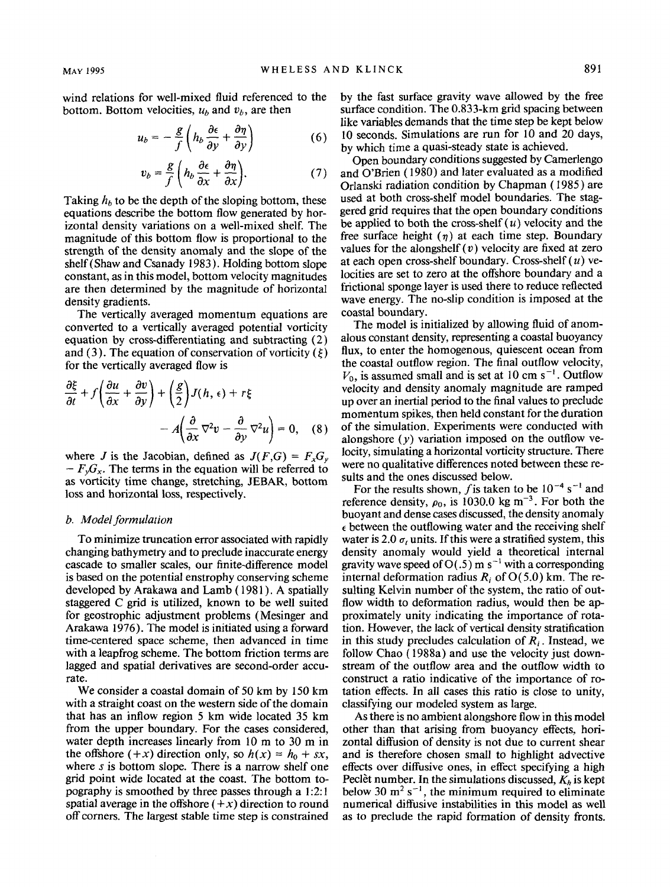wind relations for well-mixed fluid referenced to the bottom. Bottom velocities, $u_b$ and $v_b$, are then

$$u_b = -\frac{g}{f}\left(h_b\frac{\partial \epsilon}{\partial y} + \frac{\partial \eta}{\partial y}\right) \qquad (6)$$

$$v_b = \frac{g}{f}\left(h_b\frac{\partial \epsilon}{\partial x} + \frac{\partial \eta}{\partial x}\right). \qquad (7)$$

Taking $h_b$ to be the depth of the sloping bottom, these equations describe the bottom flow generated by horizontal density variations on a well-mixed shelf. The magnitude of this bottom flow is proportional to the strength of the density anomaly and the slope of the shelf (Shaw and Csanady 1983). Holding bottom slope constant, as in this model, bottom velocity magnitudes are then determined by the magnitude of horizontal density gradients.

The vertically averaged momentum equations are converted to a vertically averaged potential vorticity equation by cross-differentiating and subtracting (2) and (3). The equation of conservation of vorticity ($\xi$) for the vertically averaged flow is

$$\frac{\partial \xi}{\partial t} + f\left(\frac{\partial u}{\partial x} + \frac{\partial v}{\partial y}\right) + \left(\frac{g}{2}\right)J(h, \epsilon) + r\xi - A\left(\frac{\partial}{\partial x}\nabla^2 v - \frac{\partial}{\partial y}\nabla^2 u\right) = 0, \qquad (8)$$

where $J$ is the Jacobian, defined as $J(F,G) = F_xG_y - F_yG_x$. The terms in the equation will be referred to as vorticity time change, stretching, JEBAR, bottom loss and horizontal loss, respectively.

### b. Model formulation

To minimize truncation error associated with rapidly changing bathymetry and to preclude inaccurate energy cascade to smaller scales, our finite-difference model is based on the potential enstrophy conserving scheme developed by Arakawa and Lamb (1981). A spatially staggered C grid is utilized, known to be well suited for geostrophic adjustment problems (Mesinger and Arakawa 1976). The model is initiated using a forward time-centered space scheme, then advanced in time with a leapfrog scheme. The bottom friction terms are lagged and spatial derivatives are second-order accurate.

We consider a coastal domain of 50 km by 150 km with a straight coast on the western side of the domain that has an inflow region 5 km wide located 35 km from the upper boundary. For the cases considered, water depth increases linearly from 10 m to 30 m in the offshore ($+x$) direction only, so $h(x) = h_0 + sx$, where $s$ is bottom slope. There is a narrow shelf one grid point wide located at the coast. The bottom topography is smoothed by three passes through a 1:2:1 spatial average in the offshore ($+x$) direction to round off corners. The largest stable time step is constrained by the fast surface gravity wave allowed by the free surface condition. The 0.833-km grid spacing between like variables demands that the time step be kept below 10 seconds. Simulations are run for 10 and 20 days, by which time a quasi-steady state is achieved.

Open boundary conditions suggested by Camerlengo and O'Brien (1980) and later evaluated as a modified Orlanski radiation condition by Chapman (1985) are used at both cross-shelf model boundaries. The staggered grid requires that the open boundary conditions be applied to both the cross-shelf ($u$) velocity and the free surface height ($\eta$) at each time step. Boundary values for the alongshelf ($v$) velocity are fixed at zero at each open cross-shelf boundary. Cross-shelf ($u$) velocities are set to zero at the offshore boundary and a frictional sponge layer is used there to reduce reflected wave energy. The no-slip condition is imposed at the coastal boundary.

The model is initialized by allowing fluid of anomalous constant density, representing a coastal buoyancy flux, to enter the homogenous, quiescent ocean from the coastal outflow region. The final outflow velocity, $V_0$, is assumed small and is set at 10 cm s$^{-1}$. Outflow velocity and density anomaly magnitude are ramped up over an inertial period to the final values to preclude momentum spikes, then held constant for the duration of the simulation. Experiments were conducted with alongshore ($y$) variation imposed on the outflow velocity, simulating a horizontal vorticity structure. There were no qualitative differences noted between these results and the ones discussed below.

For the results shown, $f$ is taken to be $10^{-4}$ s$^{-1}$ and reference density, $\rho_0$, is 1030.0 kg m$^{-3}$. For both the buoyant and dense cases discussed, the density anomaly $\epsilon$ between the outflowing water and the receiving shelf water is 2.0 $\sigma_t$ units. If this were a stratified system, this density anomaly would yield a theoretical internal gravity wave speed of O(.5) m s$^{-1}$ with a corresponding internal deformation radius $R_i$ of O(5.0) km. The resulting Kelvin number of the system, the ratio of outflow width to deformation radius, would then be approximately unity indicating the importance of rotation. However, the lack of vertical density stratification in this study precludes calculation of $R_i$. Instead, we follow Chao (1988a) and use the velocity just downstream of the outflow area and the outflow width to construct a ratio indicative of the importance of rotation effects. In all cases this ratio is close to unity, classifying our modeled system as large.

As there is no ambient alongshore flow in this model other than that arising from buoyancy effects, horizontal diffusion of density is not due to current shear and is therefore chosen small to highlight advective effects over diffusive ones, in effect specifying a high Peclèt number. In the simulations discussed, $K_h$ is kept below 30 m$^2$ s$^{-1}$, the minimum required to eliminate numerical diffusive instabilities in this model as well as to preclude the rapid formation of density fronts.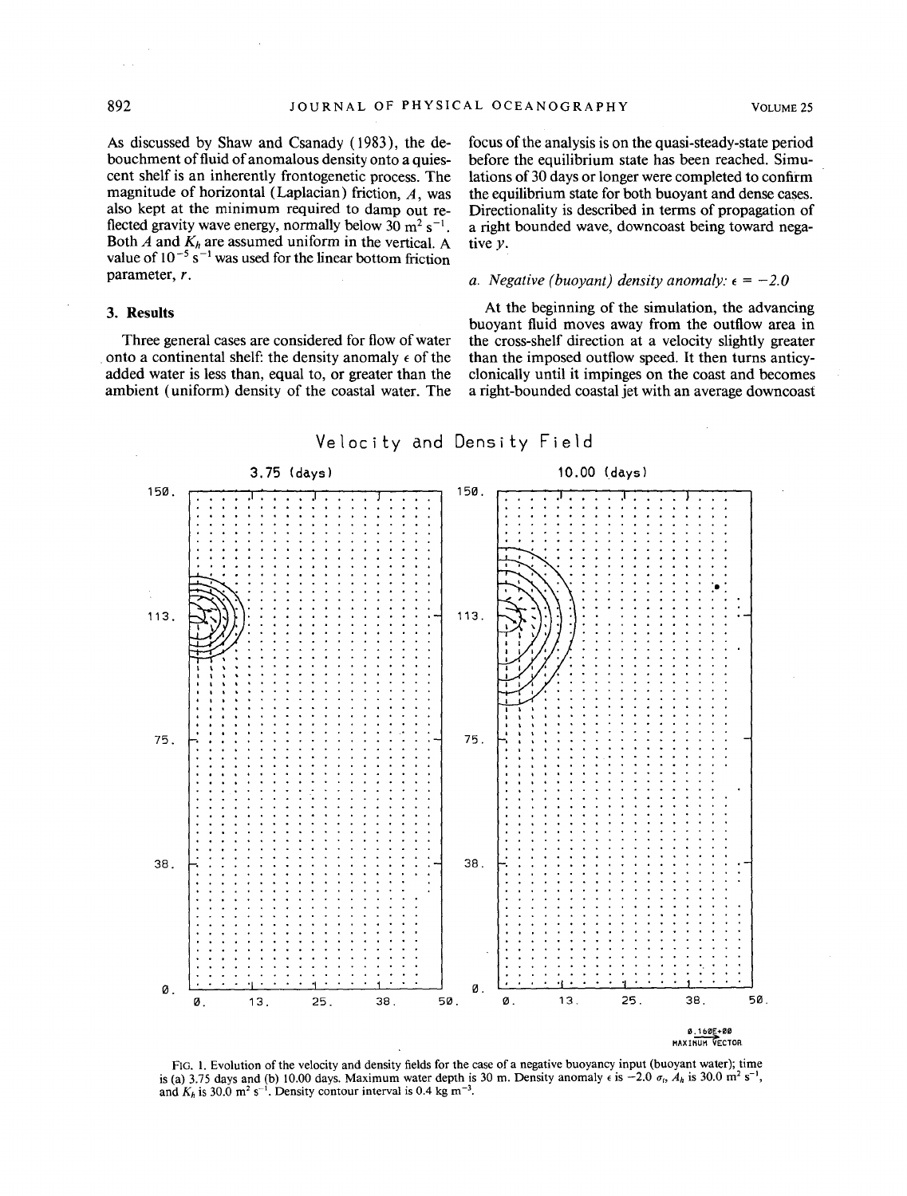As discussed by Shaw and Csanady (1983), the debouchment of fluid of anomalous density onto a quiescent shelf is an inherently frontogenetic process. The magnitude of horizontal (Laplacian) friction, $A$, was also kept at the minimum required to damp out reflected gravity wave energy, normally below 30 $m^2 s^{-1}$. Both $A$ and $K_h$ are assumed uniform in the vertical. A value of $10^{-5} s^{-1}$ was used for the linear bottom friction parameter, $r$.

## 3. Results

Three general cases are considered for flow of water onto a continental shelf: the density anomaly $\epsilon$ of the added water is less than, equal to, or greater than the ambient (uniform) density of the coastal water. The focus of the analysis is on the quasi-steady-state period before the equilibrium state has been reached. Simulations of 30 days or longer were completed to confirm the equilibrium state for both buoyant and dense cases. Directionality is described in terms of propagation of a right bounded wave, downcoast being toward negative $y$.

### *a. Negative (buoyant) density anomaly: $\epsilon = -2.0$*

At the beginning of the simulation, the advancing buoyant fluid moves away from the outflow area in the cross-shelf direction at a velocity slightly greater than the imposed outflow speed. It then turns anticyclonically until it impinges on the coast and becomes a right-bounded coastal jet with an average downcoast

FIG. 1. Evolution of the velocity and density fields for the case of a negative buoyancy input (buoyant water); time is (a) 3.75 days and (b) 10.00 days. Maximum water depth is 30 m. Density anomaly $\epsilon$ is $-2.0$ $\sigma_t$, $A_h$ is 30.0 $m^2 s^{-1}$, and $K_h$ is 30.0 $m^2 s^{-1}$. Density contour interval is 0.4 kg $m^{-3}$.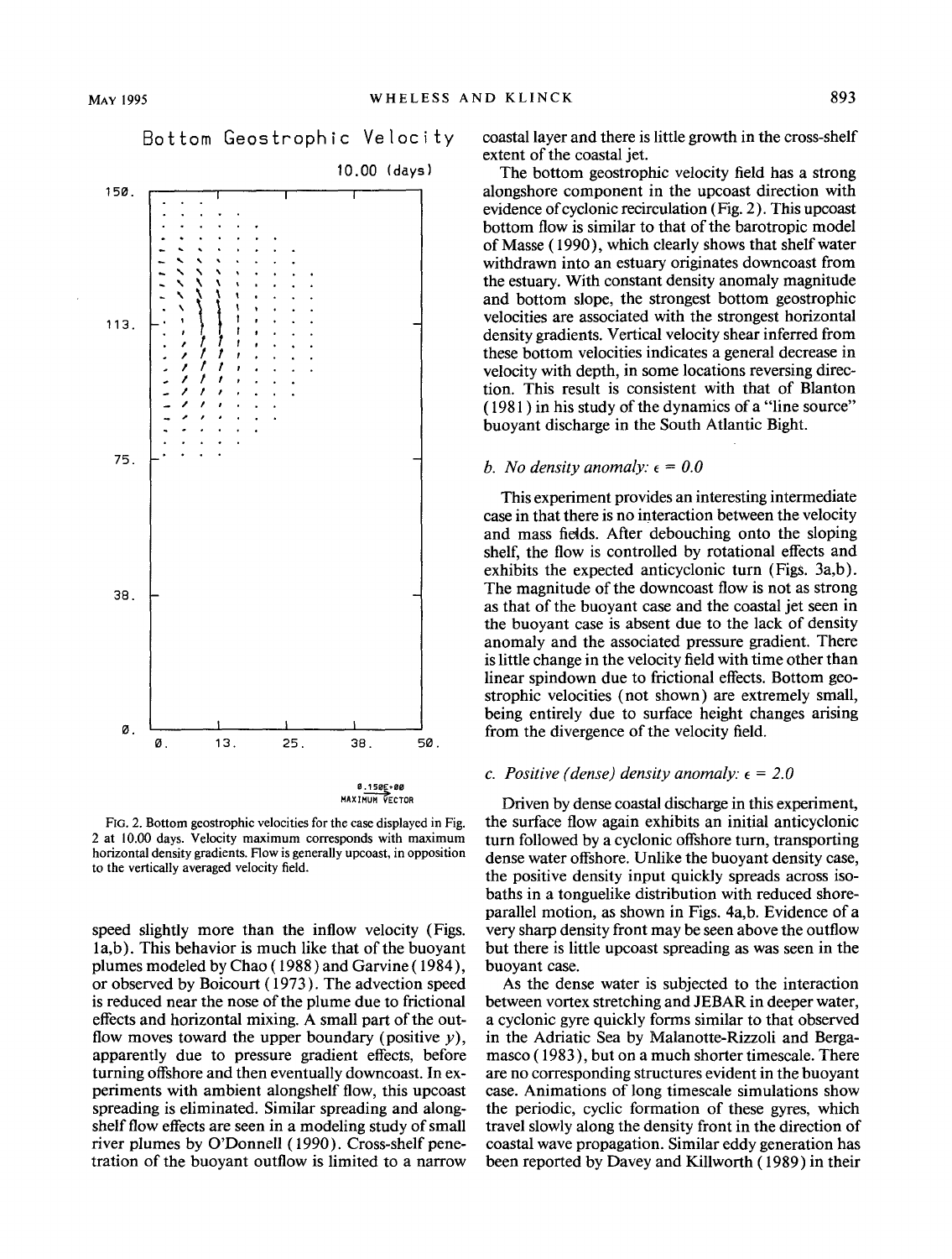speed slightly more than the inflow velocity (Figs. 1a,b). This behavior is much like that of the buoyant plumes modeled by Chao (1988) and Garvine (1984), or observed by Boicourt (1973). The advection speed is reduced near the nose of the plume due to frictional effects and horizontal mixing. A small part of the outflow moves toward the upper boundary (positive $y$), apparently due to pressure gradient effects, before turning offshore and then eventually downcoast. In experiments with ambient alongshelf flow, this upcoast spreading is eliminated. Similar spreading and alongshelf flow effects are seen in a modeling study of small river plumes by O'Donnell (1990). Cross-shelf penetration of the buoyant outflow is limited to a narrow coastal layer and there is little growth in the cross-shelf extent of the coastal jet.

The bottom geostrophic velocity field has a strong alongshore component in the upcoast direction with evidence of cyclonic recirculation (Fig. 2). This upcoast bottom flow is similar to that of the barotropic model of Masse (1990), which clearly shows that shelf water withdrawn into an estuary originates downcoast from the estuary. With constant density anomaly magnitude and bottom slope, the strongest bottom geostrophic velocities are associated with the strongest horizontal density gradients. Vertical velocity shear inferred from these bottom velocities indicates a general decrease in velocity with depth, in some locations reversing direction. This result is consistent with that of Blanton (1981) in his study of the dynamics of a "line source" buoyant discharge in the South Atlantic Bight.

FIG. 2. Bottom geostrophic velocities for the case displayed in Fig. 2 at 10.00 days. Velocity maximum corresponds with maximum horizontal density gradients. Flow is generally upcoast, in opposition to the vertically averaged velocity field.

### b. No density anomaly: $\epsilon = 0.0$

This experiment provides an interesting intermediate case in that there is no interaction between the velocity and mass fields. After debouching onto the sloping shelf, the flow is controlled by rotational effects and exhibits the expected anticyclonic turn (Figs. 3a,b). The magnitude of the downcoast flow is not as strong as that of the buoyant case and the coastal jet seen in the buoyant case is absent due to the lack of density anomaly and the associated pressure gradient. There is little change in the velocity field with time other than linear spindown due to frictional effects. Bottom geostrophic velocities (not shown) are extremely small, being entirely due to surface height changes arising from the divergence of the velocity field.

### c. Positive (dense) density anomaly: $\epsilon = 2.0$

Driven by dense coastal discharge in this experiment, the surface flow again exhibits an initial anticyclonic turn followed by a cyclonic offshore turn, transporting dense water offshore. Unlike the buoyant density case, the positive density input quickly spreads across isobaths in a tonguelike distribution with reduced shore-parallel motion, as shown in Figs. 4a,b. Evidence of a very sharp density front may be seen above the outflow but there is little upcoast spreading as was seen in the buoyant case.

As the dense water is subjected to the interaction between vortex stretching and JEBAR in deeper water, a cyclonic gyre quickly forms similar to that observed in the Adriatic Sea by Malanotte-Rizzoli and Bergamasco (1983), but on a much shorter timescale. There are no corresponding structures evident in the buoyant case. Animations of long timescale simulations show the periodic, cyclic formation of these gyres, which travel slowly along the density front in the direction of coastal wave propagation. Similar eddy generation has been reported by Davey and Killworth (1989) in their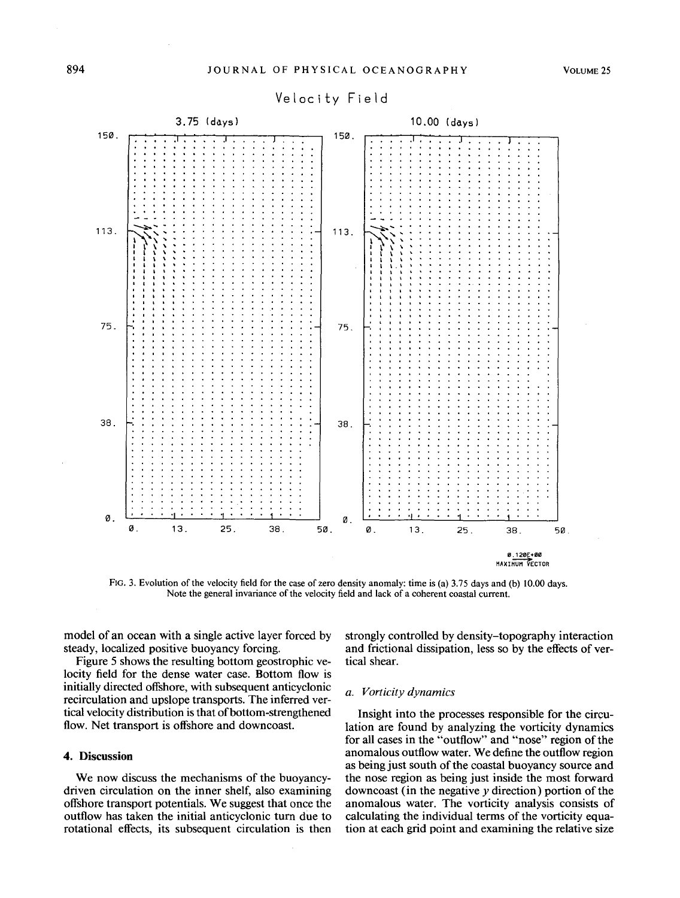FIG. 3. Evolution of the velocity field for the case of zero density anomaly: time is (a) 3.75 days and (b) 10.00 days. Note the general invariance of the velocity field and lack of a coherent coastal current.

model of an ocean with a single active layer forced by steady, localized positive buoyancy forcing.

Figure 5 shows the resulting bottom geostrophic velocity field for the dense water case. Bottom flow is initially directed offshore, with subsequent anticyclonic recirculation and upslope transports. The inferred vertical velocity distribution is that of bottom-strengthened flow. Net transport is offshore and downcoast.

## 4. Discussion

We now discuss the mechanisms of the buoyancy-driven circulation on the inner shelf, also examining offshore transport potentials. We suggest that once the outflow has taken the initial anticyclonic turn due to rotational effects, its subsequent circulation is then strongly controlled by density–topography interaction and frictional dissipation, less so by the effects of vertical shear.

### *a. Vorticity dynamics*

Insight into the processes responsible for the circulation are found by analyzing the vorticity dynamics for all cases in the "outflow" and "nose" region of the anomalous outflow water. We define the outflow region as being just south of the coastal buoyancy source and the nose region as being just inside the most forward downcoast (in the negative $y$ direction) portion of the anomalous water. The vorticity analysis consists of calculating the individual terms of the vorticity equation at each grid point and examining the relative size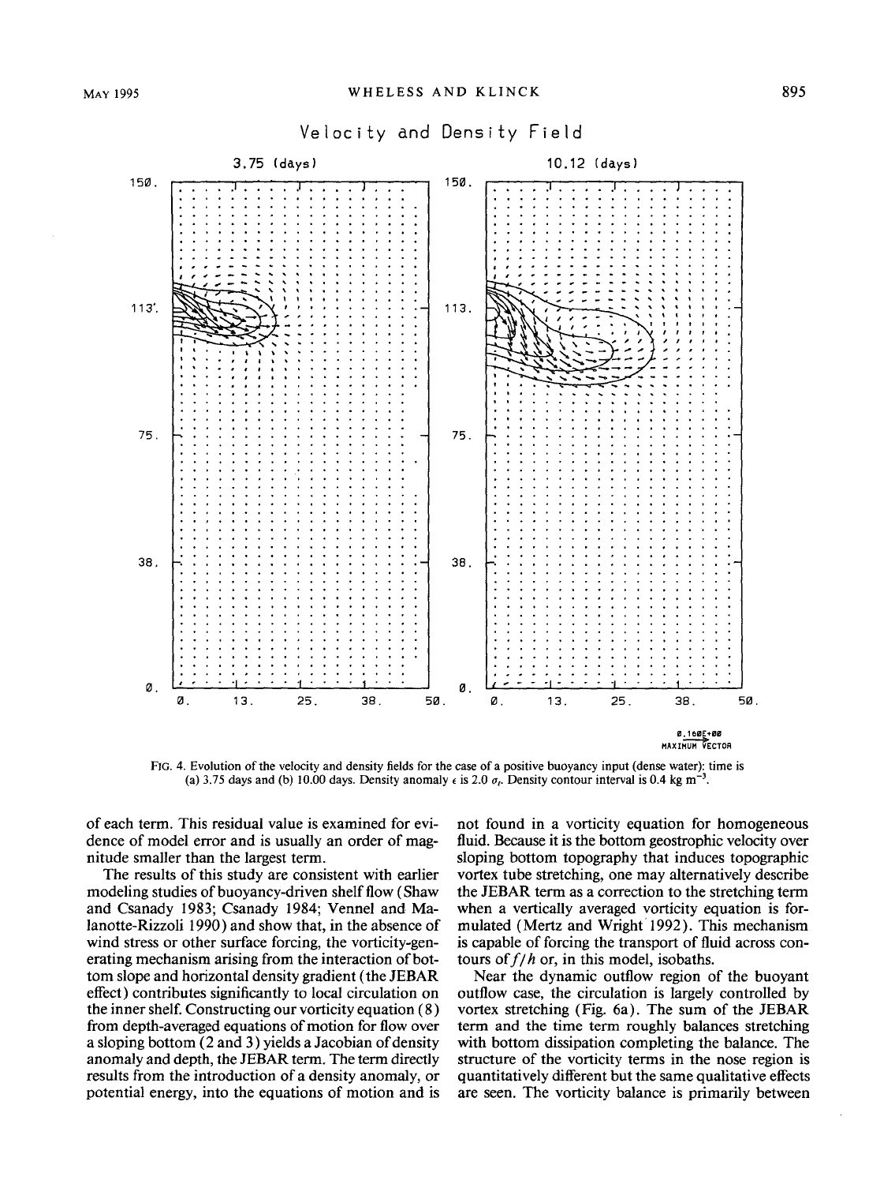FIG. 4. Evolution of the velocity and density fields for the case of a positive buoyancy input (dense water): time is (a) 3.75 days and (b) 10.00 days. Density anomaly $\epsilon$ is 2.0 $\sigma_t$. Density contour interval is 0.4 kg m$^{-3}$.

of each term. This residual value is examined for evidence of model error and is usually an order of magnitude smaller than the largest term.

The results of this study are consistent with earlier modeling studies of buoyancy-driven shelf flow (Shaw and Csanady 1983; Csanady 1984; Vennel and Malanotte-Rizzoli 1990) and show that, in the absence of wind stress or other surface forcing, the vorticity-generating mechanism arising from the interaction of bottom slope and horizontal density gradient (the JEBAR effect) contributes significantly to local circulation on the inner shelf. Constructing our vorticity equation (8) from depth-averaged equations of motion for flow over a sloping bottom (2 and 3) yields a Jacobian of density anomaly and depth, the JEBAR term. The term directly results from the introduction of a density anomaly, or potential energy, into the equations of motion and is not found in a vorticity equation for homogeneous fluid. Because it is the bottom geostrophic velocity over sloping bottom topography that induces topographic vortex tube stretching, one may alternatively describe the JEBAR term as a correction to the stretching term when a vertically averaged vorticity equation is formulated (Mertz and Wright 1992). This mechanism is capable of forcing the transport of fluid across contours of $f/h$ or, in this model, isobaths.

Near the dynamic outflow region of the buoyant outflow case, the circulation is largely controlled by vortex stretching (Fig. 6a). The sum of the JEBAR term and the time term roughly balances stretching with bottom dissipation completing the balance. The structure of the vorticity terms in the nose region is quantitatively different but the same qualitative effects are seen. The vorticity balance is primarily between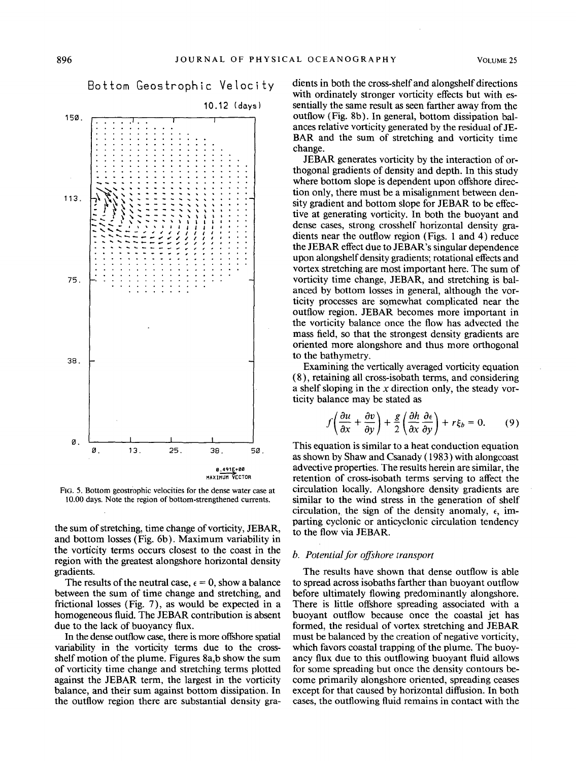Bottom Geostrophic Velocity

10.12 (days)

0.491E+00
MAXIMUM VECTOR

FIG. 5. Bottom geostrophic velocities for the dense water case at 10.00 days. Note the region of bottom-strengthened currents.

the sum of stretching, time change of vorticity, JEBAR, and bottom losses (Fig. 6b). Maximum variability in the vorticity terms occurs closest to the coast in the region with the greatest alongshore horizontal density gradients.

The results of the neutral case, $\epsilon = 0$, show a balance between the sum of time change and stretching, and frictional losses (Fig. 7), as would be expected in a homogeneous fluid. The JEBAR contribution is absent due to the lack of buoyancy flux.

In the dense outflow case, there is more offshore spatial variability in the vorticity terms due to the cross-shelf motion of the plume. Figures 8a,b show the sum of vorticity time change and stretching terms plotted against the JEBAR term, the largest in the vorticity balance, and their sum against bottom dissipation. In the outflow region there are substantial density gradients in both the cross-shelf and alongshelf directions with ordinately stronger vorticity effects but with essentially the same result as seen farther away from the outflow (Fig. 8b). In general, bottom dissipation balances relative vorticity generated by the residual of JEBAR and the sum of stretching and vorticity time change.

JEBAR generates vorticity by the interaction of orthogonal gradients of density and depth. In this study where bottom slope is dependent upon offshore direction only, there must be a misalignment between density gradient and bottom slope for JEBAR to be effective at generating vorticity. In both the buoyant and dense cases, strong crosshelf horizontal density gradients near the outflow region (Figs. 1 and 4) reduce the JEBAR effect due to JEBAR's singular dependence upon alongshelf density gradients; rotational effects and vortex stretching are most important here. The sum of vorticity time change, JEBAR, and stretching is balanced by bottom losses in general, although the vorticity processes are somewhat complicated near the outflow region. JEBAR becomes more important in the vorticity balance once the flow has advected the mass field, so that the strongest density gradients are oriented more alongshore and thus more orthogonal to the bathymetry.

Examining the vertically averaged vorticity equation (8), retaining all cross-isobath terms, and considering a shelf sloping in the $x$ direction only, the steady vorticity balance may be stated as

$$f\left(\frac{\partial u}{\partial x} + \frac{\partial v}{\partial y}\right) + \frac{g}{2}\left(\frac{\partial h}{\partial x}\frac{\partial \epsilon}{\partial y}\right) + r\xi_b = 0. \quad (9)$$

This equation is similar to a heat conduction equation as shown by Shaw and Csanady (1983) with alongcoast advective properties. The results herein are similar, the retention of cross-isobath terms serving to affect the circulation locally. Alongshore density gradients are similar to the wind stress in the generation of shelf circulation, the sign of the density anomaly, $\epsilon$, imparting cyclonic or anticyclonic circulation tendency to the flow via JEBAR.

### *b. Potential for offshore transport*

The results have shown that dense outflow is able to spread across isobaths farther than buoyant outflow before ultimately flowing predominantly alongshore. There is little offshore spreading associated with a buoyant outflow because once the coastal jet has formed, the residual of vortex stretching and JEBAR must be balanced by the creation of negative vorticity, which favors coastal trapping of the plume. The buoyancy flux due to this outflowing buoyant fluid allows for some spreading but once the density contours become primarily alongshore oriented, spreading ceases except for that caused by horizontal diffusion. In both cases, the outflowing fluid remains in contact with the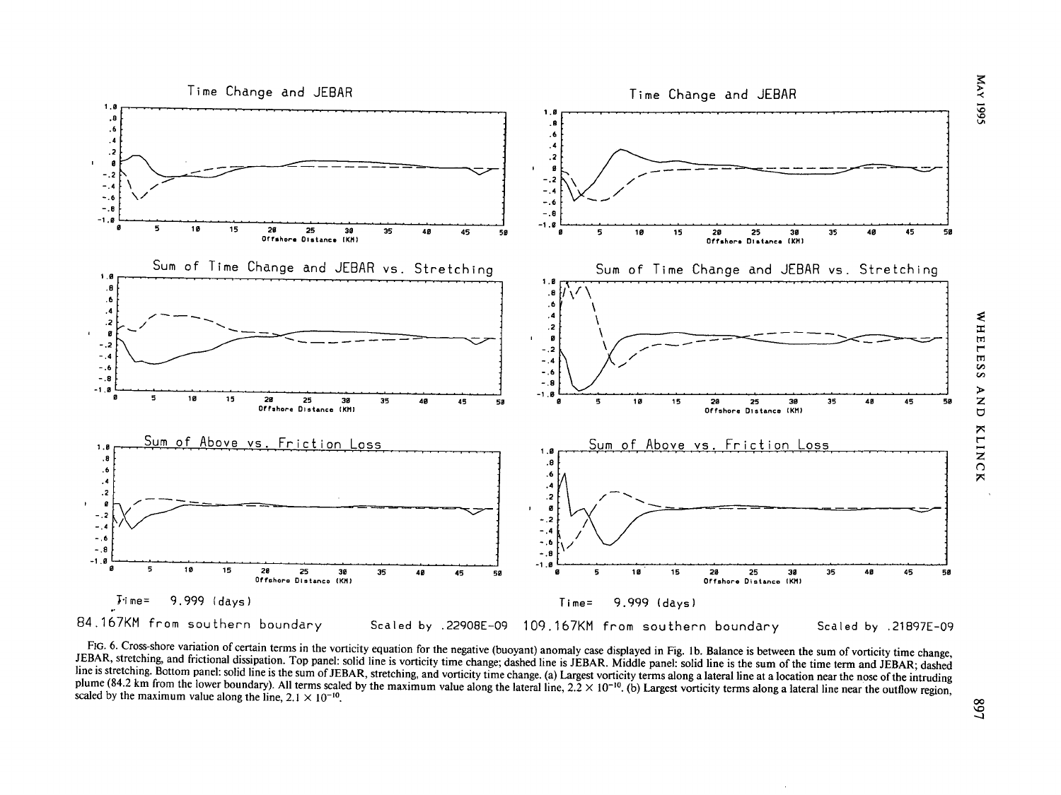FIG. 6. Cross-shore variation of certain terms in the vorticity equation for the negative (buoyant) anomaly case displayed in Fig. 1b. Balance is between the sum of vorticity time change, JEBAR, stretching, and frictional dissipation. Top panel: solid line is vorticity time change; dashed line is JEBAR. Middle panel: solid line is the sum of the time term and JEBAR; dashed line is stretching. Bottom panel: solid line is the sum of JEBAR, stretching, and vorticity time change. (a) Largest vorticity terms along a lateral line at a location near the nose of the intruding plume (84.2 km from the lower boundary). All terms scaled by the maximum value along the lateral line, $2.2 \times 10^{-10}$. (b) Largest vorticity terms along a lateral line near the outflow region, scaled by the maximum value along the line, $2.1 \times 10^{-10}$.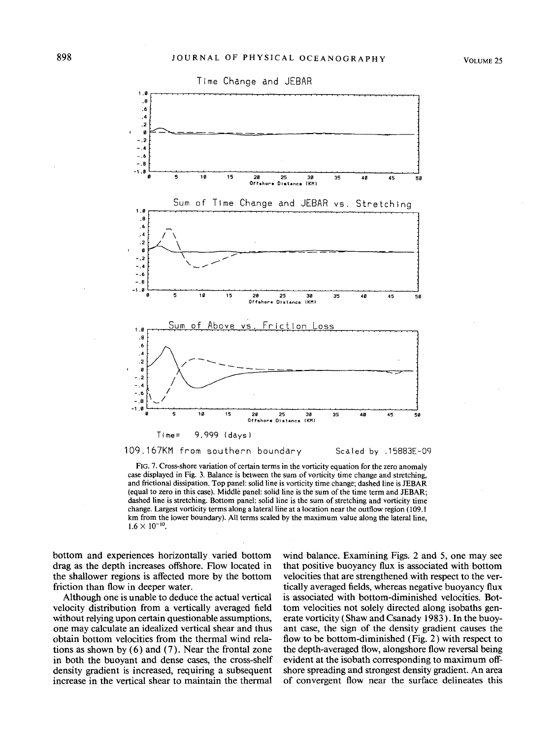Time Change and JEBAR

Sum of Time Change and JEBAR vs. Stretching

Sum of Above vs. Friction Loss

Time= 9.999 (days)

109.167KM from southern boundary Scaled by .15883E-09

FIG. 7. Cross-shore variation of certain terms in the vorticity equation for the zero anomaly case displayed in Fig. 3. Balance is between the sum of vorticity time change and stretching, and frictional dissipation. Top panel: solid line is vorticity time change; dashed line is JEBAR (equal to zero in this case). Middle panel: solid line is the sum of the time term and JEBAR; dashed line is stretching. Bottom panel: solid line is the sum of stretching and vorticity time change. Largest vorticity terms along a lateral line at a location near the outflow region (109.1 km from the lower boundary). All terms scaled by the maximum value along the lateral line, $1.6 \times 10^{-10}$.

bottom and experiences horizontally varied bottom drag as the depth increases offshore. Flow located in the shallower regions is affected more by the bottom friction than flow in deeper water.

Although one is unable to deduce the actual vertical velocity distribution from a vertically averaged field without relying upon certain questionable assumptions, one may calculate an idealized vertical shear and thus obtain bottom velocities from the thermal wind relations as shown by (6) and (7). Near the frontal zone in both the buoyant and dense cases, the cross-shelf density gradient is increased, requiring a subsequent increase in the vertical shear to maintain the thermal wind balance. Examining Figs. 2 and 5, one may see that positive buoyancy flux is associated with bottom velocities that are strengthened with respect to the vertically averaged fields, whereas negative buoyancy flux is associated with bottom-diminished velocities. Bottom velocities not solely directed along isobaths generate vorticity (Shaw and Csanady 1983). In the buoyant case, the sign of the density gradient causes the flow to be bottom-diminished (Fig. 2) with respect to the depth-averaged flow, alongshore flow reversal being evident at the isobath corresponding to maximum offshore spreading and strongest density gradient. An area of convergent flow near the surface delineates this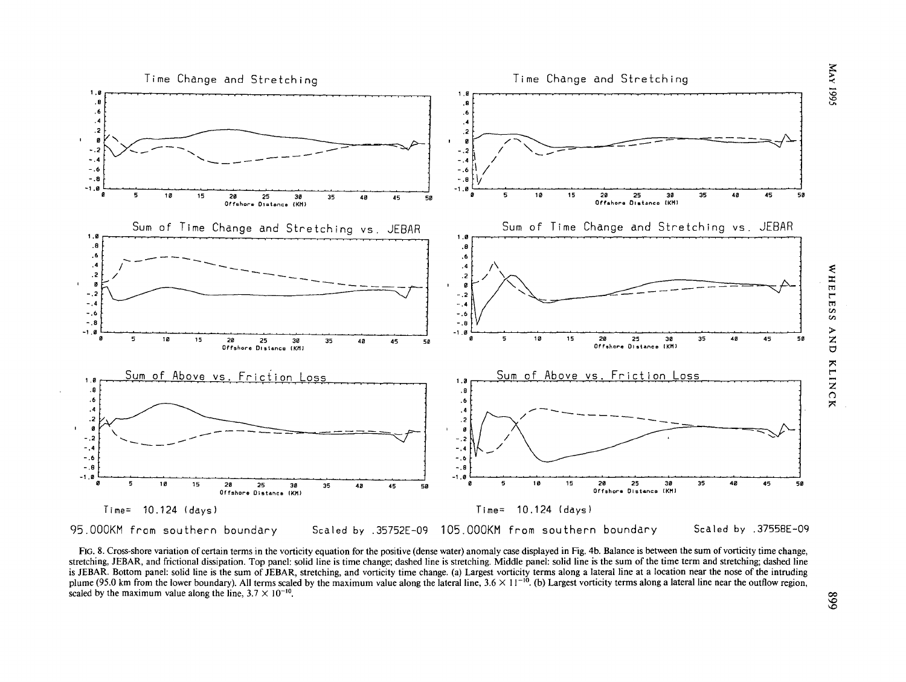Time Change and Stretching

Sum of Time Change and Stretching vs. JEBAR

Sum of Above vs. Friction Loss

Time= 10.124 (days)

95.000KM from southern boundary  Scaled by .35752E-09

Time Change and Stretching

Sum of Time Change and Stretching vs. JEBAR

Sum of Above vs. Friction Loss

Time= 10.124 (days)

105.000KM from southern boundary  Scaled by .37558E-09

FIG. 8. Cross-shore variation of certain terms in the vorticity equation for the positive (dense water) anomaly case displayed in Fig. 4b. Balance is between the sum of vorticity time change, stretching, JEBAR, and frictional dissipation. Top panel: solid line is time change; dashed line is stretching. Middle panel: solid line is the sum of the time term and stretching; dashed line is JEBAR. Bottom panel: solid line is the sum of JEBAR, stretching, and vorticity time change. (a) Largest vorticity terms along a lateral line at a location near the nose of the intruding plume (95.0 km from the lower boundary). All terms scaled by the maximum value along the lateral line, $3.6 \times 11^{-10}$. (b) Largest vorticity terms along a lateral line near the outflow region, scaled by the maximum value along the line, $3.7 \times 10^{-10}$.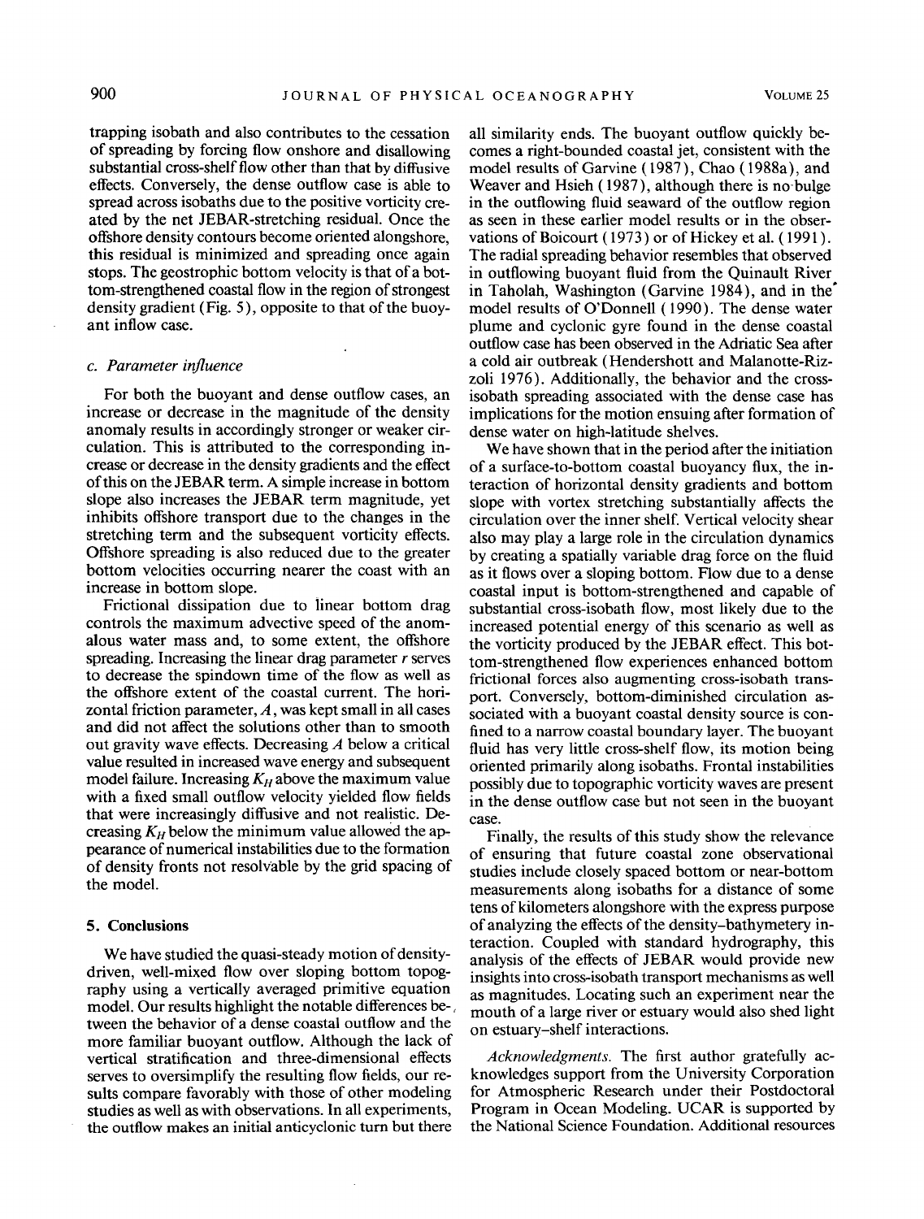trapping isobath and also contributes to the cessation of spreading by forcing flow onshore and disallowing substantial cross-shelf flow other than that by diffusive effects. Conversely, the dense outflow case is able to spread across isobaths due to the positive vorticity created by the net JEBAR-stretching residual. Once the offshore density contours become oriented alongshore, this residual is minimized and spreading once again stops. The geostrophic bottom velocity is that of a bottom-strengthened coastal flow in the region of strongest density gradient (Fig. 5), opposite to that of the buoyant inflow case.

### c. *Parameter influence*

For both the buoyant and dense outflow cases, an increase or decrease in the magnitude of the density anomaly results in accordingly stronger or weaker circulation. This is attributed to the corresponding increase or decrease in the density gradients and the effect of this on the JEBAR term. A simple increase in bottom slope also increases the JEBAR term magnitude, yet inhibits offshore transport due to the changes in the stretching term and the subsequent vorticity effects. Offshore spreading is also reduced due to the greater bottom velocities occurring nearer the coast with an increase in bottom slope.

Frictional dissipation due to linear bottom drag controls the maximum advective speed of the anomalous water mass and, to some extent, the offshore spreading. Increasing the linear drag parameter $r$ serves to decrease the spindown time of the flow as well as the offshore extent of the coastal current. The horizontal friction parameter, $A$, was kept small in all cases and did not affect the solutions other than to smooth out gravity wave effects. Decreasing $A$ below a critical value resulted in increased wave energy and subsequent model failure. Increasing $K_H$ above the maximum value with a fixed small outflow velocity yielded flow fields that were increasingly diffusive and not realistic. Decreasing $K_H$ below the minimum value allowed the appearance of numerical instabilities due to the formation of density fronts not resolvable by the grid spacing of the model.

## 5. Conclusions

We have studied the quasi-steady motion of density-driven, well-mixed flow over sloping bottom topography using a vertically averaged primitive equation model. Our results highlight the notable differences between the behavior of a dense coastal outflow and the more familiar buoyant outflow. Although the lack of vertical stratification and three-dimensional effects serves to oversimplify the resulting flow fields, our results compare favorably with those of other modeling studies as well as with observations. In all experiments, the outflow makes an initial anticyclonic turn but there all similarity ends. The buoyant outflow quickly becomes a right-bounded coastal jet, consistent with the model results of Garvine (1987), Chao (1988a), and Weaver and Hsieh (1987), although there is no bulge in the outflowing fluid seaward of the outflow region as seen in these earlier model results or in the observations of Boicourt (1973) or of Hickey et al. (1991). The radial spreading behavior resembles that observed in outflowing buoyant fluid from the Quinault River in Taholah, Washington (Garvine 1984), and in the model results of O'Donnell (1990). The dense water plume and cyclonic gyre found in the dense coastal outflow case has been observed in the Adriatic Sea after a cold air outbreak (Hendershott and Malanotte-Rizzoli 1976). Additionally, the behavior and the cross-isobath spreading associated with the dense case has implications for the motion ensuing after formation of dense water on high-latitude shelves.

We have shown that in the period after the initiation of a surface-to-bottom coastal buoyancy flux, the interaction of horizontal density gradients and bottom slope with vortex stretching substantially affects the circulation over the inner shelf. Vertical velocity shear also may play a large role in the circulation dynamics by creating a spatially variable drag force on the fluid as it flows over a sloping bottom. Flow due to a dense coastal input is bottom-strengthened and capable of substantial cross-isobath flow, most likely due to the increased potential energy of this scenario as well as the vorticity produced by the JEBAR effect. This bottom-strengthened flow experiences enhanced bottom frictional forces also augmenting cross-isobath transport. Conversely, bottom-diminished circulation associated with a buoyant coastal density source is confined to a narrow coastal boundary layer. The buoyant fluid has very little cross-shelf flow, its motion being oriented primarily along isobaths. Frontal instabilities possibly due to topographic vorticity waves are present in the dense outflow case but not seen in the buoyant case.

Finally, the results of this study show the relevance of ensuring that future coastal zone observational studies include closely spaced bottom or near-bottom measurements along isobaths for a distance of some tens of kilometers alongshore with the express purpose of analyzing the effects of the density–bathymetery interaction. Coupled with standard hydrography, this analysis of the effects of JEBAR would provide new insights into cross-isobath transport mechanisms as well as magnitudes. Locating such an experiment near the mouth of a large river or estuary would also shed light on estuary–shelf interactions.

*Acknowledgments.* The first author gratefully acknowledges support from the University Corporation for Atmospheric Research under their Postdoctoral Program in Ocean Modeling. UCAR is supported by the National Science Foundation. Additional resources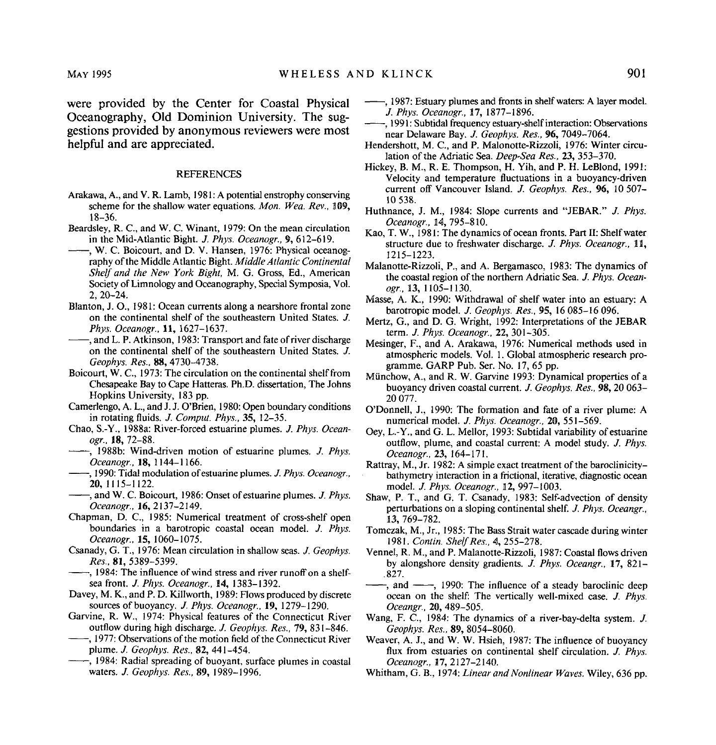were provided by the Center for Coastal Physical Oceanography, Old Dominion University. The suggestions provided by anonymous reviewers were most helpful and are appreciated.

## REFERENCES

Arakawa, A., and V. R. Lamb, 1981: A potential enstrophy conserving scheme for the shallow water equations. *Mon. Wea. Rev.*, **109**, 18–36.

Beardsley, R. C., and W. C. Winant, 1979: On the mean circulation in the Mid-Atlantic Bight. *J. Phys. Oceanogr.*, **9**, 612–619.

——, W. C. Boicourt, and D. V. Hansen, 1976: Physical oceanography of the Middle Atlantic Bight. *Middle Atlantic Continental Shelf and the New York Bight*, M. G. Gross, Ed., American Society of Limnology and Oceanography, Special Symposia, Vol. 2, 20–24.

Blanton, J. O., 1981: Ocean currents along a nearshore frontal zone on the continental shelf of the southeastern United States. *J. Phys. Oceanogr.*, **11**, 1627–1637.

——, and L. P. Atkinson, 1983: Transport and fate of river discharge on the continental shelf of the southeastern United States. *J. Geophys. Res.*, **88**, 4730–4738.

Boicourt, W. C., 1973: The circulation on the continental shelf from Chesapeake Bay to Cape Hatteras. Ph.D. dissertation, The Johns Hopkins University, 183 pp.

Camerlengo, A. L., and J. J. O'Brien, 1980: Open boundary conditions in rotating fluids. *J. Comput. Phys.*, **35**, 12–35.

Chao, S.-Y., 1988a: River-forced estuarine plumes. *J. Phys. Oceanogr.*, **18**, 72–88.

——, 1988b: Wind-driven motion of estuarine plumes. *J. Phys. Oceanogr.*, **18**, 1144–1166.

——, 1990: Tidal modulation of estuarine plumes. *J. Phys. Oceanogr.*, **20**, 1115–1122.

——, and W. C. Boicourt, 1986: Onset of estuarine plumes. *J. Phys. Oceanogr.*, **16**, 2137–2149.

Chapman, D. C., 1985: Numerical treatment of cross-shelf open boundaries in a barotropic coastal ocean model. *J. Phys. Oceanogr.*, **15**, 1060–1075.

Csanady, G. T., 1976: Mean circulation in shallow seas. *J. Geophys. Res.*, **81**, 5389–5399.

——, 1984: The influence of wind stress and river runoff on a shelf-sea front. *J. Phys. Oceanogr.*, **14**, 1383–1392.

Davey, M. K., and P. D. Killworth, 1989: Flows produced by discrete sources of buoyancy. *J. Phys. Oceanogr.*, **19**, 1279–1290.

Garvine, R. W., 1974: Physical features of the Connecticut River outflow during high discharge. *J. Geophys. Res.*, **79**, 831–846.

——, 1977: Observations of the motion field of the Connecticut River plume. *J. Geophys. Res.*, **82**, 441–454.

——, 1984: Radial spreading of buoyant, surface plumes in coastal waters. *J. Geophys. Res.*, **89**, 1989–1996.

——, 1987: Estuary plumes and fronts in shelf waters: A layer model. *J. Phys. Oceanogr.*, **17**, 1877–1896.

——, 1991: Subtidal frequency estuary-shelf interaction: Observations near Delaware Bay. *J. Geophys. Res.*, **96**, 7049–7064.

Hendershott, M. C., and P. Malonotte-Rizzoli, 1976: Winter circulation of the Adriatic Sea. *Deep-Sea Res.*, **23**, 353–370.

Hickey, B. M., R. E. Thompson, H. Yih, and P. H. LeBlond, 1991: Velocity and temperature fluctuations in a buoyancy-driven current off Vancouver Island. *J. Geophys. Res.*, **96**, 10 507–10 538.

Huthnance, J. M., 1984: Slope currents and "JEBAR." *J. Phys. Oceanogr.*, **14**, 795–810.

Kao, T. W., 1981: The dynamics of ocean fronts. Part II: Shelf water structure due to freshwater discharge. *J. Phys. Oceanogr.*, **11**, 1215–1223.

Malanotte-Rizzoli, P., and A. Bergamasco, 1983: The dynamics of the coastal region of the northern Adriatic Sea. *J. Phys. Oceanogr.*, **13**, 1105–1130.

Masse, A. K., 1990: Withdrawal of shelf water into an estuary: A barotropic model. *J. Geophys. Res.*, **95**, 16 085–16 096.

Mertz, G., and D. G. Wright, 1992: Interpretations of the JEBAR term. *J. Phys. Oceanogr.*, **22**, 301–305.

Mesinger, F., and A. Arakawa, 1976: Numerical methods used in atmospheric models. Vol. 1. Global atmospheric research programme. GARP Pub. Ser. No. 17, 65 pp.

Münchow, A., and R. W. Garvine 1993: Dynamical properties of a buoyancy driven coastal current. *J. Geophys. Res.*, **98**, 20 063–20 077.

O'Donnell, J., 1990: The formation and fate of a river plume: A numerical model. *J. Phys. Oceanogr.*, **20**, 551–569.

Oey, L.-Y., and G. L. Mellor, 1993: Subtidal variability of estuarine outflow, plume, and coastal current: A model study. *J. Phys. Oceanogr.*, **23**, 164–171.

Rattray, M., Jr. 1982: A simple exact treatment of the baroclinicity–bathymetry interaction in a frictional, iterative, diagnostic ocean model. *J. Phys. Oceanogr.*, **12**, 997–1003.

Shaw, P. T., and G. T. Csanady, 1983: Self-advection of density perturbations on a sloping continental shelf. *J. Phys. Oceangr.*, **13**, 769–782.

Tomczak, M., Jr., 1985: The Bass Strait water cascade during winter 1981. *Contin. Shelf Res.*, **4**, 255–278.

Vennel, R. M., and P. Malanotte-Rizzoli, 1987: Coastal flows driven by alongshore density gradients. *J. Phys. Oceangr.*, **17**, 821–827.

——, and ——, 1990: The influence of a steady baroclinic deep ocean on the shelf: The vertically well-mixed case. *J. Phys. Oceangr.*, **20**, 489–505.

Wang, F. C., 1984: The dynamics of a river-bay-delta system. *J. Geophys. Res.*, **89**, 8054–8060.

Weaver, A. J., and W. W. Hsieh, 1987: The influence of buoyancy flux from estuaries on continental shelf circulation. *J. Phys. Oceanogr.*, **17**, 2127–2140.

Whitham, G. B., 1974: *Linear and Nonlinear Waves.* Wiley, 636 pp.